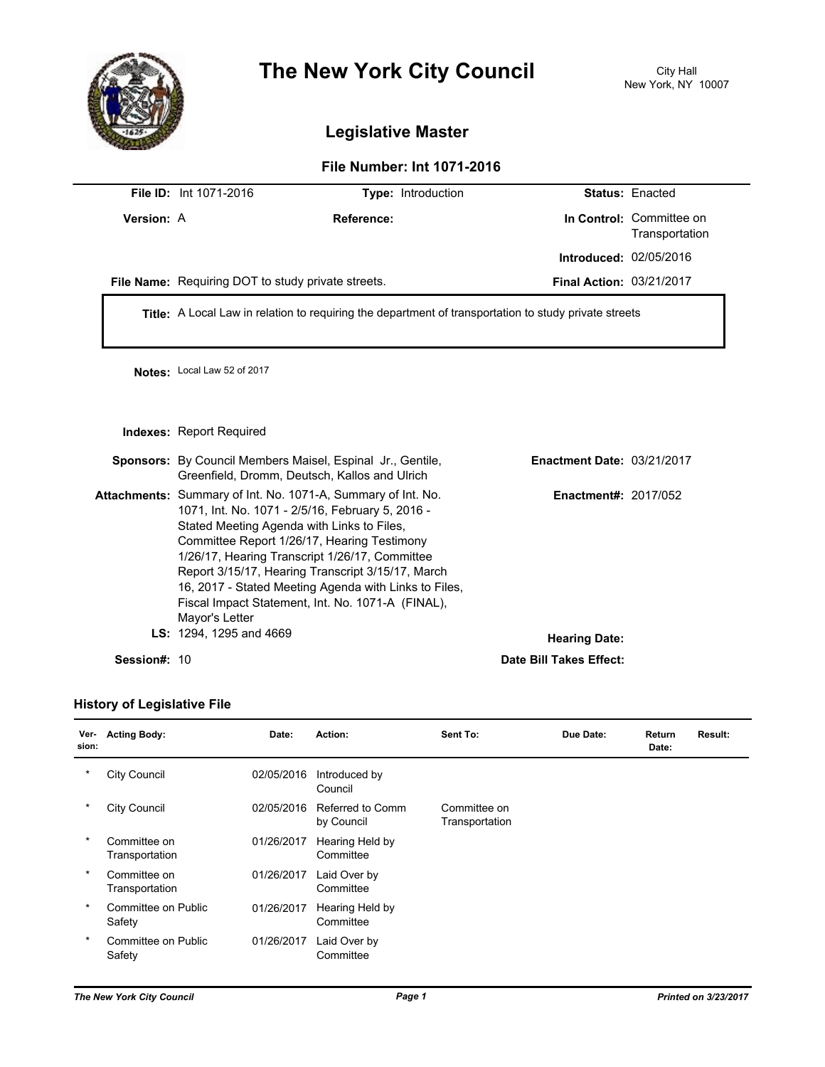# The New York City Council

City Hall
New York, NY 10007

## Legislative Master

### File Number: Int 1071-2016

**File ID:** Int 1071-2016 **Type:** Introduction **Status:** Enacted

**Version:** A **Reference:** **In Control:** Committee on Transportation

**Introduced:** 02/05/2016

**File Name:** Requiring DOT to study private streets. **Final Action:** 03/21/2017

**Title:** A Local Law in relation to requiring the department of transportation to study private streets

**Notes:** Local Law 52 of 2017

**Indexes:** Report Required

**Sponsors:** By Council Members Maisel, Espinal Jr., Gentile, Greenfield, Dromm, Deutsch, Kallos and Ulrich

**Enactment Date:** 03/21/2017

**Attachments:** Summary of Int. No. 1071-A, Summary of Int. No. 1071, Int. No. 1071 - 2/5/16, February 5, 2016 - Stated Meeting Agenda with Links to Files, Committee Report 1/26/17, Hearing Testimony 1/26/17, Hearing Transcript 1/26/17, Committee Report 3/15/17, Hearing Transcript 3/15/17, March 16, 2017 - Stated Meeting Agenda with Links to Files, Fiscal Impact Statement, Int. No. 1071-A (FINAL), Mayor's Letter

**Enactment#:** 2017/052

**LS:** 1294, 1295 and 4669

**Hearing Date:**

**Session#:** 10

**Date Bill Takes Effect:**

### History of Legislative File

| Version: | Acting Body: | Date: | Action: | Sent To: | Due Date: | Return Date: | Result: |
|---|---|---|---|---|---|---|---|
| * | City Council | 02/05/2016 | Introduced by Council | | | | |
| * | City Council | 02/05/2016 | Referred to Comm by Council | Committee on Transportation | | | |
| * | Committee on Transportation | 01/26/2017 | Hearing Held by Committee | | | | |
| * | Committee on Transportation | 01/26/2017 | Laid Over by Committee | | | | |
| * | Committee on Public Safety | 01/26/2017 | Hearing Held by Committee | | | | |
| * | Committee on Public Safety | 01/26/2017 | Laid Over by Committee | | | | |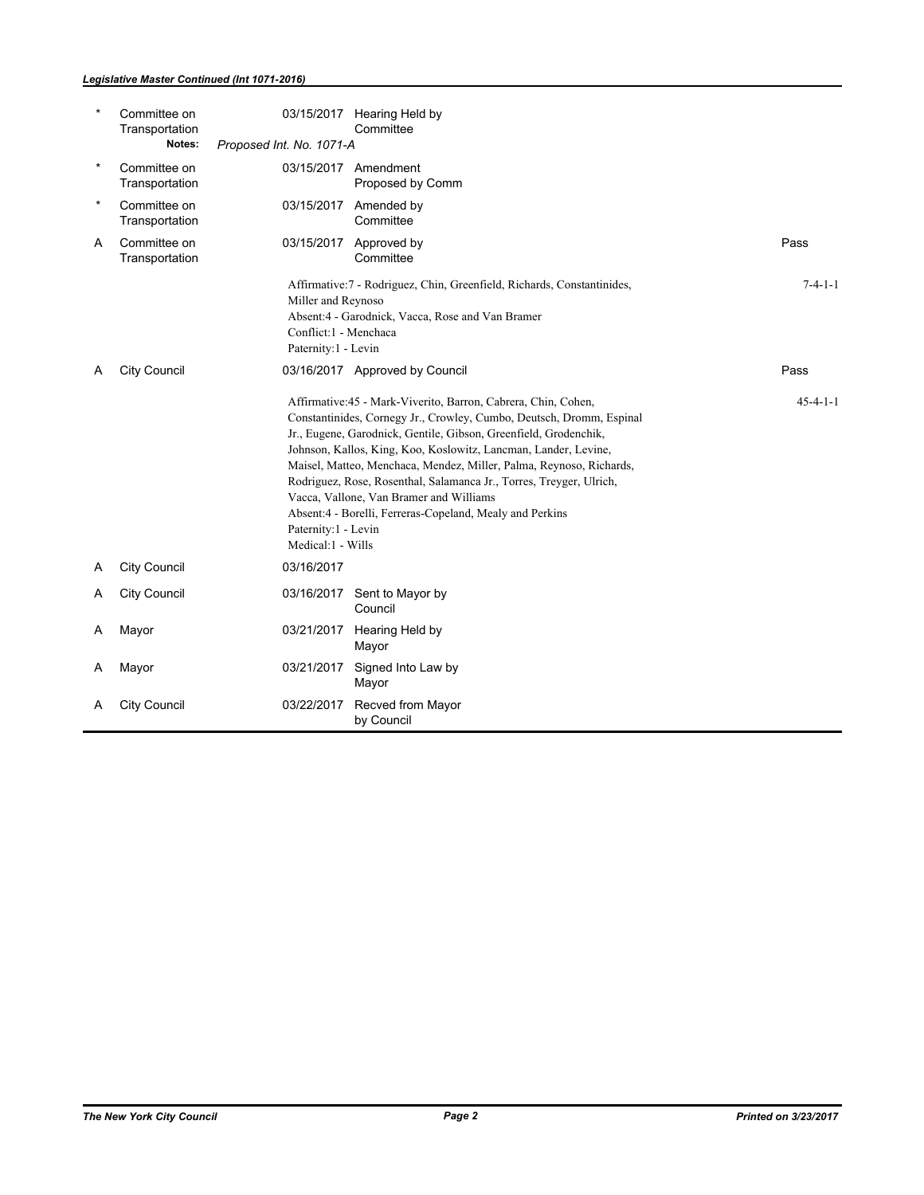*Legislative Master Continued (Int 1071-2016)*

| | | | | | |
|---|---|---|---|---|---|
| * | Committee on Transportation | 03/15/2017 | Hearing Held by Committee | | |
| | **Notes:** | *Proposed Int. No. 1071-A* | | | |
| * | Committee on Transportation | 03/15/2017 | Amendment Proposed by Comm | | |
| * | Committee on Transportation | 03/15/2017 | Amended by Committee | | |
| A | Committee on Transportation | 03/15/2017 | Approved by Committee | Pass | |
| | | | Affirmative:7 - Rodriguez, Chin, Greenfield, Richards, Constantinides, Miller and Reynoso<br>Absent:4 - Garodnick, Vacca, Rose and Van Bramer<br>Conflict:1 - Menchaca<br>Paternity:1 - Levin | | 7-4-1-1 |
| A | City Council | 03/16/2017 | Approved by Council | Pass | |
| | | | Affirmative:45 - Mark-Viverito, Barron, Cabrera, Chin, Cohen, Constantinides, Cornegy Jr., Crowley, Cumbo, Deutsch, Dromm, Espinal Jr., Eugene, Garodnick, Gentile, Gibson, Greenfield, Grodenchik, Johnson, Kallos, King, Koo, Koslowitz, Lancman, Lander, Levine, Maisel, Matteo, Menchaca, Mendez, Miller, Palma, Reynoso, Richards, Rodriguez, Rose, Rosenthal, Salamanca Jr., Torres, Treyger, Ulrich, Vacca, Vallone, Van Bramer and Williams<br>Absent:4 - Borelli, Ferreras-Copeland, Mealy and Perkins<br>Paternity:1 - Levin<br>Medical:1 - Wills | | 45-4-1-1 |
| A | City Council | 03/16/2017 | | | |
| A | City Council | 03/16/2017 | Sent to Mayor by Council | | |
| A | Mayor | 03/21/2017 | Hearing Held by Mayor | | |
| A | Mayor | 03/21/2017 | Signed Into Law by Mayor | | |
| A | City Council | 03/22/2017 | Recved from Mayor by Council | | |